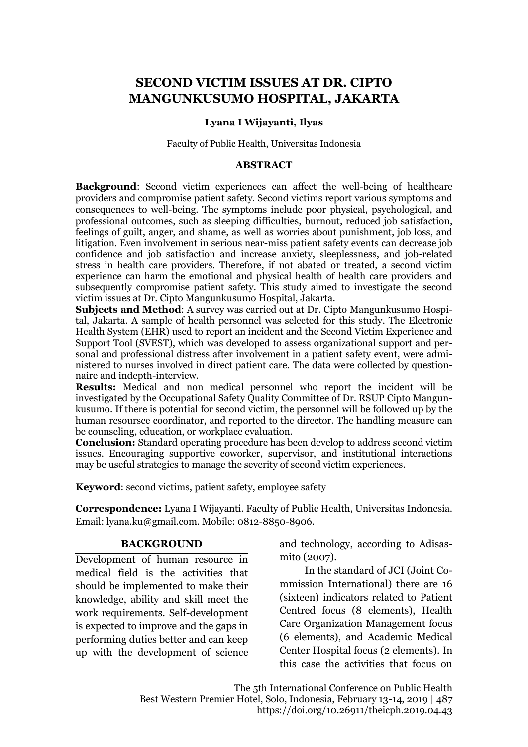# SECOND VICTIM ISSUES AT DR. CIPTO MANGUNKUSUMO HOSPITAL, JAKARTA

**Lyana I Wijayanti, Ilyas**

Faculty of Public Health, Universitas Indonesia

## ABSTRACT

**Background**: Second victim experiences can affect the well-being of healthcare providers and compromise patient safety. Second victims report various symptoms and consequences to well-being. The symptoms include poor physical, psychological, and professional outcomes, such as sleeping difficulties, burnout, reduced job satisfaction, feelings of guilt, anger, and shame, as well as worries about punishment, job loss, and litigation. Even involvement in serious near-miss patient safety events can decrease job confidence and job satisfaction and increase anxiety, sleeplessness, and job-related stress in health care providers. Therefore, if not abated or treated, a second victim experience can harm the emotional and physical health of health care providers and subsequently compromise patient safety. This study aimed to investigate the second victim issues at Dr. Cipto Mangunkusumo Hospital, Jakarta.

**Subjects and Method**: A survey was carried out at Dr. Cipto Mangunkusumo Hospital, Jakarta. A sample of health personnel was selected for this study. The Electronic Health System (EHR) used to report an incident and the Second Victim Experience and Support Tool (SVEST), which was developed to assess organizational support and personal and professional distress after involvement in a patient safety event, were administered to nurses involved in direct patient care. The data were collected by questionnaire and indepth-interview.

**Results:** Medical and non medical personnel who report the incident will be investigated by the Occupational Safety Quality Committee of Dr. RSUP Cipto Mangunkusumo. If there is potential for second victim, the personnel will be followed up by the human resoursce coordinator, and reported to the director. The handling measure can be counseling, education, or workplace evaluation.

**Conclusion:** Standard operating procedure has been develop to address second victim issues. Encouraging supportive coworker, supervisor, and institutional interactions may be useful strategies to manage the severity of second victim experiences.

**Keyword**: second victims, patient safety, employee safety

**Correspondence:** Lyana I Wijayanti. Faculty of Public Health, Universitas Indonesia. Email: lyana.ku@gmail.com. Mobile: 0812-8850-8906.

## BACKGROUND

Development of human resource in medical field is the activities that should be implemented to make their knowledge, ability and skill meet the work requirements. Self-development is expected to improve and the gaps in performing duties better and can keep up with the development of science and technology, according to Adisasmito (2007).

In the standard of JCI (Joint Commission International) there are 16 (sixteen) indicators related to Patient Centred focus (8 elements), Health Care Organization Management focus (6 elements), and Academic Medical Center Hospital focus (2 elements). In this case the activities that focus on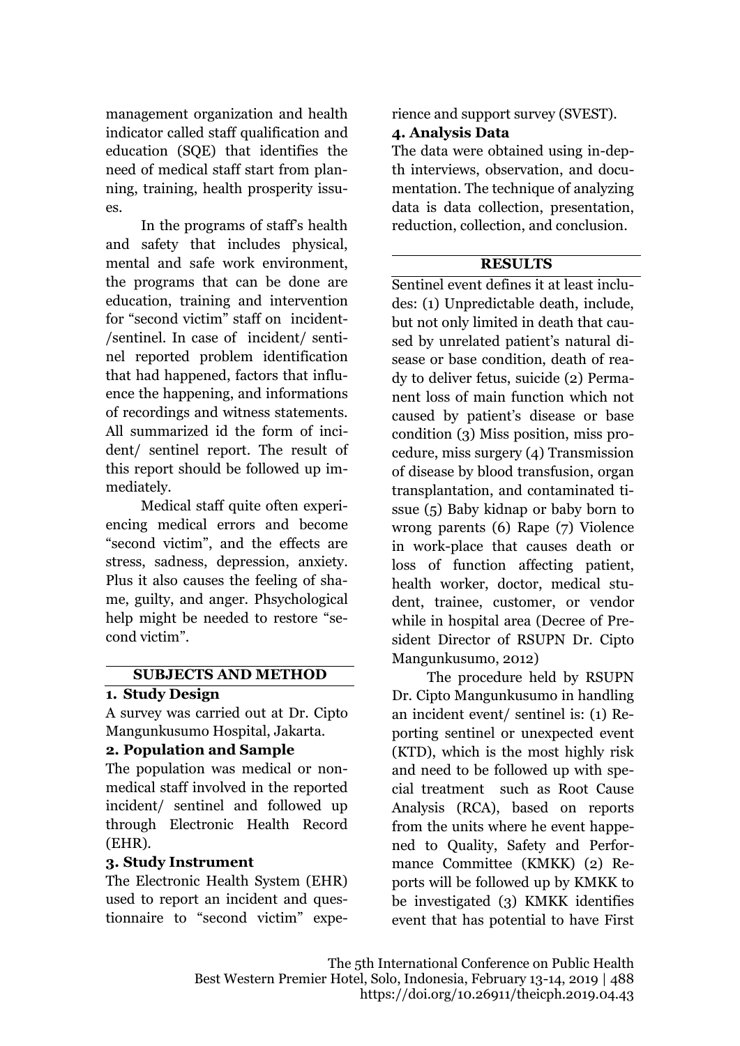management organization and health indicator called staff qualification and education (SQE) that identifies the need of medical staff start from planning, training, health prosperity issues.

In the programs of staff's health and safety that includes physical, mental and safe work environment, the programs that can be done are education, training and intervention for "second victim" staff on incident-/sentinel. In case of incident/ sentinel reported problem identification that had happened, factors that influence the happening, and informations of recordings and witness statements. All summarized id the form of incident/ sentinel report. The result of this report should be followed up immediately.

Medical staff quite often experiencing medical errors and become "second victim", and the effects are stress, sadness, depression, anxiety. Plus it also causes the feeling of shame, guilty, and anger. Phsychological help might be needed to restore "second victim".

## SUBJECTS AND METHOD

### 1. Study Design

A survey was carried out at Dr. Cipto Mangunkusumo Hospital, Jakarta.

### 2. Population and Sample

The population was medical or non-medical staff involved in the reported incident/ sentinel and followed up through Electronic Health Record (EHR).

### 3. Study Instrument

The Electronic Health System (EHR) used to report an incident and questionnaire to "second victim" experience and support survey (SVEST).

### 4. Analysis Data

The data were obtained using in-depth interviews, observation, and documentation. The technique of analyzing data is data collection, presentation, reduction, collection, and conclusion.

## RESULTS

Sentinel event defines it at least includes: (1) Unpredictable death, include, but not only limited in death that caused by unrelated patient's natural disease or base condition, death of ready to deliver fetus, suicide (2) Permanent loss of main function which not caused by patient's disease or base condition (3) Miss position, miss procedure, miss surgery (4) Transmission of disease by blood transfusion, organ transplantation, and contaminated tissue (5) Baby kidnap or baby born to wrong parents (6) Rape (7) Violence in work-place that causes death or loss of function affecting patient, health worker, doctor, medical student, trainee, customer, or vendor while in hospital area (Decree of President Director of RSUPN Dr. Cipto Mangunkusumo, 2012)

The procedure held by RSUPN Dr. Cipto Mangunkusumo in handling an incident event/ sentinel is: (1) Reporting sentinel or unexpected event (KTD), which is the most highly risk and need to be followed up with special treatment such as Root Cause Analysis (RCA), based on reports from the units where he event happened to Quality, Safety and Performance Committee (KMKK) (2) Reports will be followed up by KMKK to be investigated (3) KMKK identifies event that has potential to have First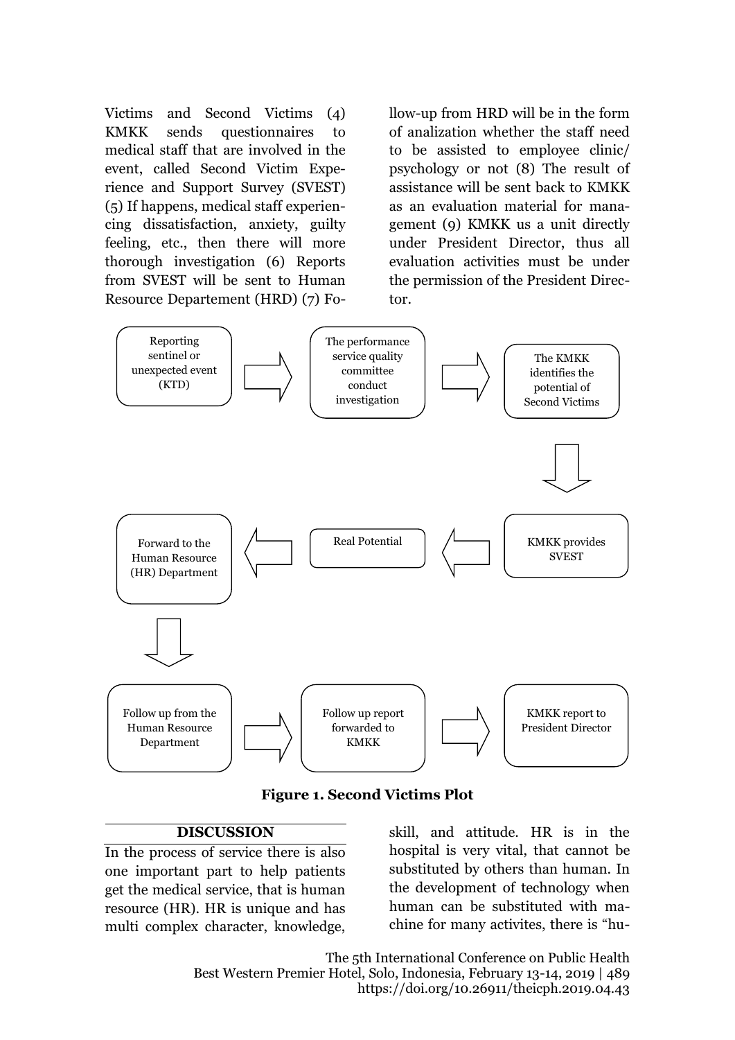Victims and Second Victims (4) KMKK sends questionnaires to medical staff that are involved in the event, called Second Victim Experience and Support Survey (SVEST) (5) If happens, medical staff experiencing dissatisfaction, anxiety, guilty feeling, etc., then there will more thorough investigation (6) Reports from SVEST will be sent to Human Resource Departement (HRD) (7) Follow-up from HRD will be in the form of analization whether the staff need to be assisted to employee clinic/ psychology or not (8) The result of assistance will be sent back to KMKK as an evaluation material for management (9) KMKK us a unit directly under President Director, thus all evaluation activities must be under the permission of the President Director.

Reporting sentinel or unexpected event (KTD) → The performance service quality committee conduct investigation → The KMKK identifies the potential of Second Victims → KMKK provides SVEST → Real Potential → Forward to the Human Resource (HR) Department → Follow up from the Human Resource Department → Follow up report forwarded to KMKK → KMKK report to President Director

**Figure 1. Second Victims Plot**

## DISCUSSION

In the process of service there is also one important part to help patients get the medical service, that is human resource (HR). HR is unique and has multi complex character, knowledge, skill, and attitude. HR is in the hospital is very vital, that cannot be substituted by others than human. In the development of technology when human can be substituted with machine for many activites, there is "hu-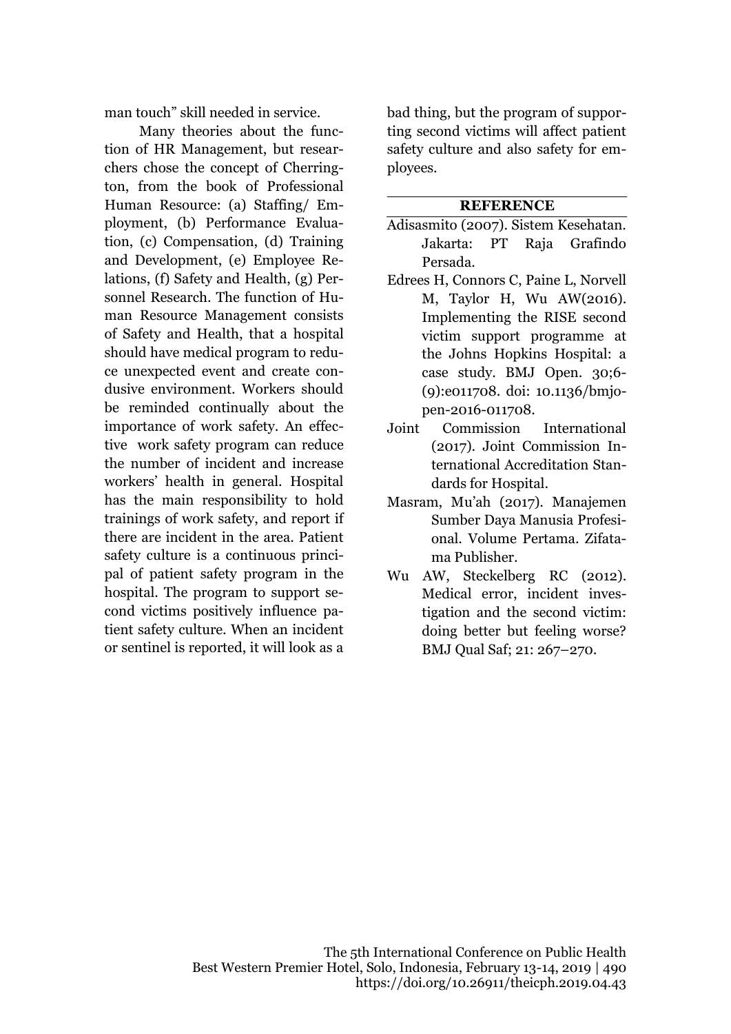man touch" skill needed in service.

Many theories about the function of HR Management, but researchers chose the concept of Cherrington, from the book of Professional Human Resource: (a) Staffing/ Employment, (b) Performance Evaluation, (c) Compensation, (d) Training and Development, (e) Employee Relations, (f) Safety and Health, (g) Personnel Research. The function of Human Resource Management consists of Safety and Health, that a hospital should have medical program to reduce unexpected event and create condusive environment. Workers should be reminded continually about the importance of work safety. An effective work safety program can reduce the number of incident and increase workers' health in general. Hospital has the main responsibility to hold trainings of work safety, and report if there are incident in the area. Patient safety culture is a continuous principal of patient safety program in the hospital. The program to support second victims positively influence patient safety culture. When an incident or sentinel is reported, it will look as a bad thing, but the program of supporting second victims will affect patient safety culture and also safety for employees.

## REFERENCE

Adisasmito (2007). Sistem Kesehatan. Jakarta: PT Raja Grafindo Persada.

Edrees H, Connors C, Paine L, Norvell M, Taylor H, Wu AW(2016). Implementing the RISE second victim support programme at the Johns Hopkins Hospital: a case study. BMJ Open. 30;6-(9):e011708. doi: 10.1136/bmjopen-2016-011708.

Joint Commission International (2017). Joint Commission International Accreditation Standards for Hospital.

Masram, Mu'ah (2017). Manajemen Sumber Daya Manusia Profesional. Volume Pertama. Zifatama Publisher.

Wu AW, Steckelberg RC (2012). Medical error, incident investigation and the second victim: doing better but feeling worse? BMJ Qual Saf; 21: 267–270.